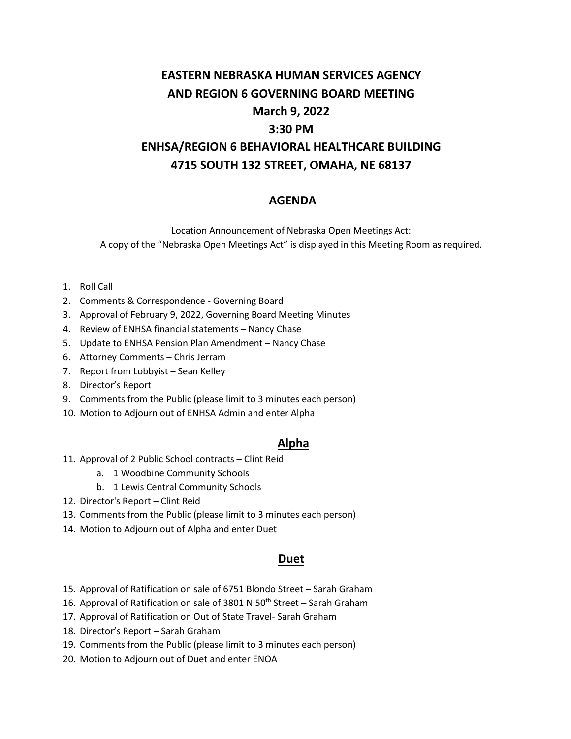# EASTERN NEBRASKA HUMAN SERVICES AGENCY
# AND REGION 6 GOVERNING BOARD MEETING
# March 9, 2022
# 3:30 PM
# ENHSA/REGION 6 BEHAVIORAL HEALTHCARE BUILDING
# 4715 SOUTH 132 STREET, OMAHA, NE 68137

## AGENDA

Location Announcement of Nebraska Open Meetings Act:
A copy of the "Nebraska Open Meetings Act" is displayed in this Meeting Room as required.

1. Roll Call
2. Comments & Correspondence - Governing Board
3. Approval of February 9, 2022, Governing Board Meeting Minutes
4. Review of ENHSA financial statements – Nancy Chase
5. Update to ENHSA Pension Plan Amendment – Nancy Chase
6. Attorney Comments – Chris Jerram
7. Report from Lobbyist – Sean Kelley
8. Director's Report
9. Comments from the Public (please limit to 3 minutes each person)
10. Motion to Adjourn out of ENHSA Admin and enter Alpha

## Alpha

11. Approval of 2 Public School contracts – Clint Reid
    a. 1 Woodbine Community Schools
    b. 1 Lewis Central Community Schools
12. Director's Report – Clint Reid
13. Comments from the Public (please limit to 3 minutes each person)
14. Motion to Adjourn out of Alpha and enter Duet

## Duet

15. Approval of Ratification on sale of 6751 Blondo Street – Sarah Graham
16. Approval of Ratification on sale of 3801 N 50th Street – Sarah Graham
17. Approval of Ratification on Out of State Travel- Sarah Graham
18. Director's Report – Sarah Graham
19. Comments from the Public (please limit to 3 minutes each person)
20. Motion to Adjourn out of Duet and enter ENOA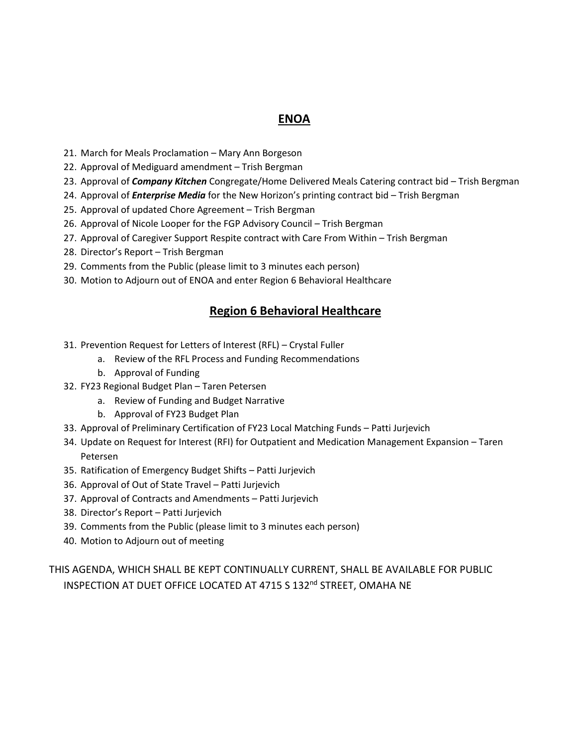## ENOA

21. March for Meals Proclamation – Mary Ann Borgeson
22. Approval of Mediguard amendment – Trish Bergman
23. Approval of ***Company Kitchen*** Congregate/Home Delivered Meals Catering contract bid – Trish Bergman
24. Approval of ***Enterprise Media*** for the New Horizon's printing contract bid – Trish Bergman
25. Approval of updated Chore Agreement – Trish Bergman
26. Approval of Nicole Looper for the FGP Advisory Council – Trish Bergman
27. Approval of Caregiver Support Respite contract with Care From Within – Trish Bergman
28. Director's Report – Trish Bergman
29. Comments from the Public (please limit to 3 minutes each person)
30. Motion to Adjourn out of ENOA and enter Region 6 Behavioral Healthcare

## Region 6 Behavioral Healthcare

31. Prevention Request for Letters of Interest (RFL) – Crystal Fuller
    a. Review of the RFL Process and Funding Recommendations
    b. Approval of Funding
32. FY23 Regional Budget Plan – Taren Petersen
    a. Review of Funding and Budget Narrative
    b. Approval of FY23 Budget Plan
33. Approval of Preliminary Certification of FY23 Local Matching Funds – Patti Jurjevich
34. Update on Request for Interest (RFI) for Outpatient and Medication Management Expansion – Taren Petersen
35. Ratification of Emergency Budget Shifts – Patti Jurjevich
36. Approval of Out of State Travel – Patti Jurjevich
37. Approval of Contracts and Amendments – Patti Jurjevich
38. Director's Report – Patti Jurjevich
39. Comments from the Public (please limit to 3 minutes each person)
40. Motion to Adjourn out of meeting

THIS AGENDA, WHICH SHALL BE KEPT CONTINUALLY CURRENT, SHALL BE AVAILABLE FOR PUBLIC INSPECTION AT DUET OFFICE LOCATED AT 4715 S 132nd STREET, OMAHA NE